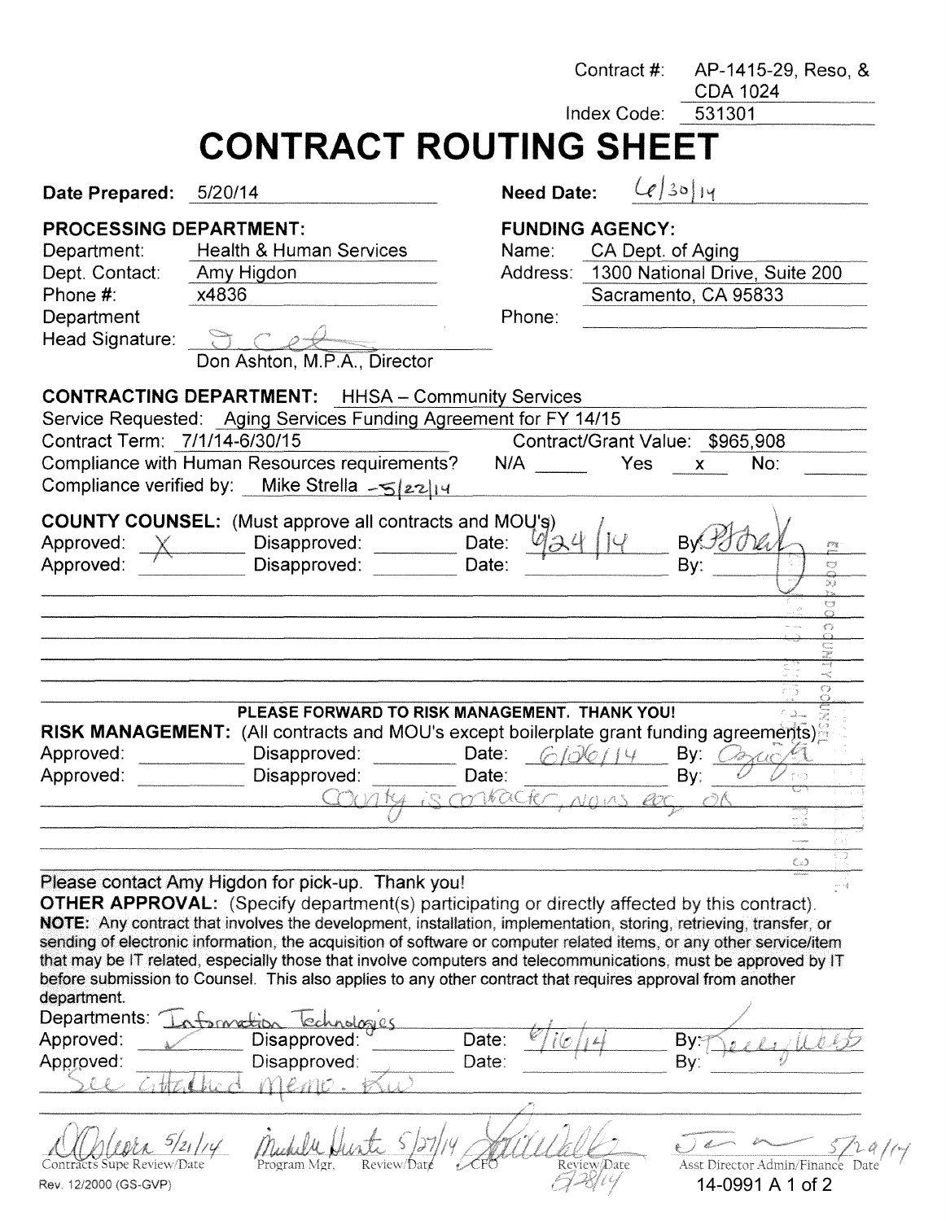Contract #: AP-1415-29, Reso, & CDA 1024

Index Code: 531301

# CONTRACT ROUTING SHEET

**Date Prepared:** 5/20/14 **Need Date:** 6/30/14

**PROCESSING DEPARTMENT:**

Department: Health & Human Services

Dept. Contact: Amy Higdon

Phone #: x4836

Department Head Signature: [signature]

Don Ashton, M.P.A., Director

**FUNDING AGENCY:**

Name: CA Dept. of Aging

Address: 1300 National Drive, Suite 200

Sacramento, CA 95833

Phone:

**CONTRACTING DEPARTMENT:** HHSA – Community Services

Service Requested: Aging Services Funding Agreement for FY 14/15

Contract Term: 7/1/14-6/30/15 Contract/Grant Value: $965,908

Compliance with Human Resources requirements? N/A ____ Yes x No: ____

Compliance verified by: Mike Strella -5/22/14

**COUNTY COUNSEL:** (Must approve all contracts and MOU's)

Approved: X Disapproved: ____ Date: 6/24/14 By: [signature]

Approved: ____ Disapproved: ____ Date: ____ By: ____

**PLEASE FORWARD TO RISK MANAGEMENT. THANK YOU!**

**RISK MANAGEMENT:** (All contracts and MOU's except boilerplate grant funding agreements)

Approved: ____ Disapproved: ____ Date: 6/26/14 By: [signature]

Approved: ____ Disapproved: ____ Date: ____ By: ____

County is contractor, no ins req. OK

Please contact Amy Higdon for pick-up. Thank you!

**OTHER APPROVAL:** (Specify department(s) participating or directly affected by this contract).

**NOTE:** Any contract that involves the development, installation, implementation, storing, retrieving, transfer, or sending of electronic information, the acquisition of software or computer related items, or any other service/item that may be IT related, especially those that involve computers and telecommunications, must be approved by IT before submission to Counsel. This also applies to any other contract that requires approval from another department.

Departments: Information Technologies

Approved: ✓ Disapproved: ____ Date: 6/16/14 By: [signature]

Approved: ____ Disapproved: ____ Date: ____ By: ____

See attached memo. KW

| [signature] 5/21/14 | [signature] 5/27/14 | [signature] 5/28/14 | [signature] 5/29/14 |
|---|---|---|---|
| Contracts Supe Review/Date | Program Mgr. Review/Date | CFO Review/Date | Asst Director Admin/Finance Date |

Rev. 12/2000 (GS-GVP)

14-0991 A 1 of 2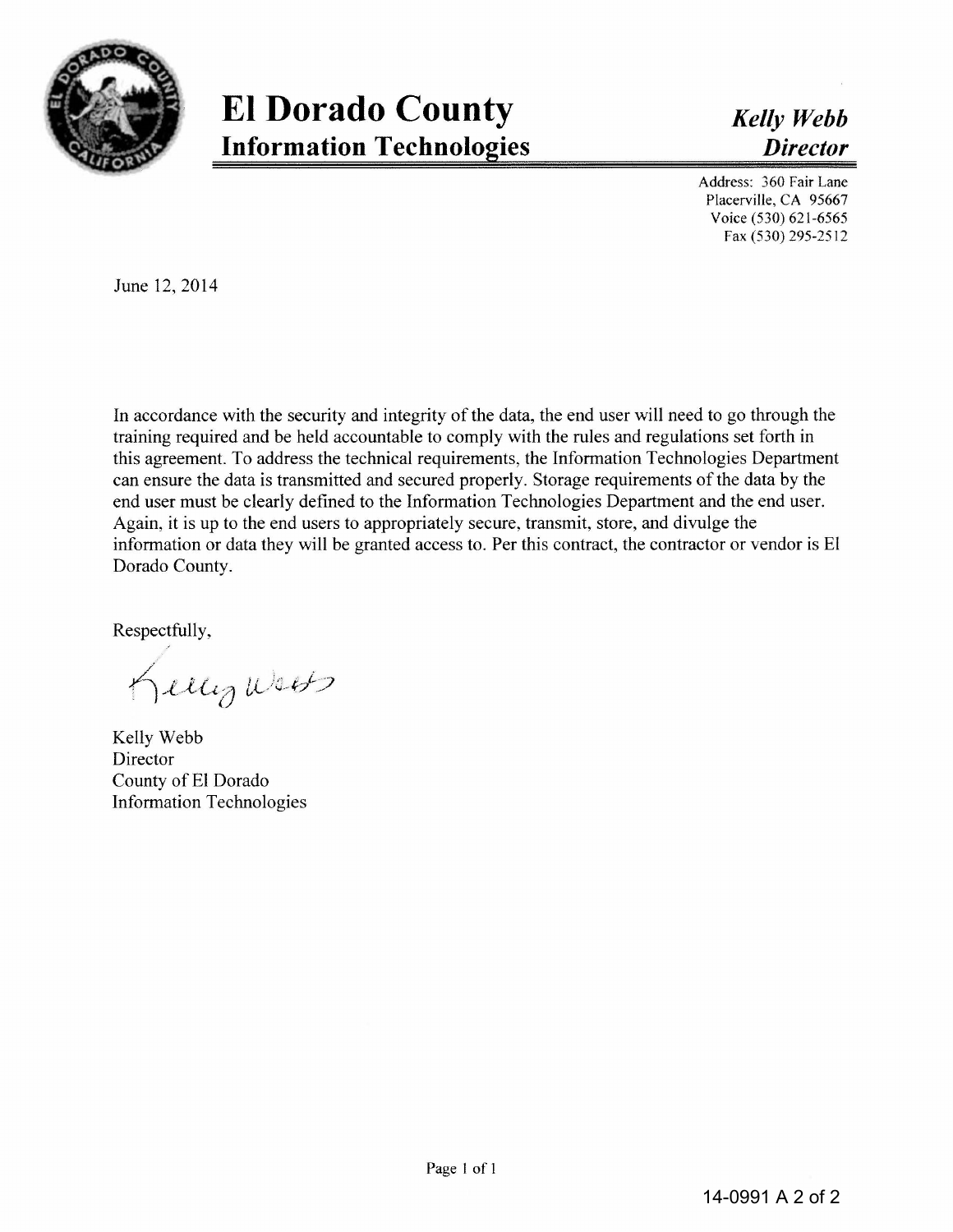# El Dorado County

## Information Technologies

***Kelly Webb***
***Director***

Address: 360 Fair Lane
Placerville, CA 95667
Voice (530) 621-6565
Fax (530) 295-2512

June 12, 2014

In accordance with the security and integrity of the data, the end user will need to go through the training required and be held accountable to comply with the rules and regulations set forth in this agreement. To address the technical requirements, the Information Technologies Department can ensure the data is transmitted and secured properly. Storage requirements of the data by the end user must be clearly defined to the Information Technologies Department and the end user. Again, it is up to the end users to appropriately secure, transmit, store, and divulge the information or data they will be granted access to. Per this contract, the contractor or vendor is El Dorado County.

Respectfully,

Kelly Webb
Director
County of El Dorado
Information Technologies

14-0991 A 2 of 2